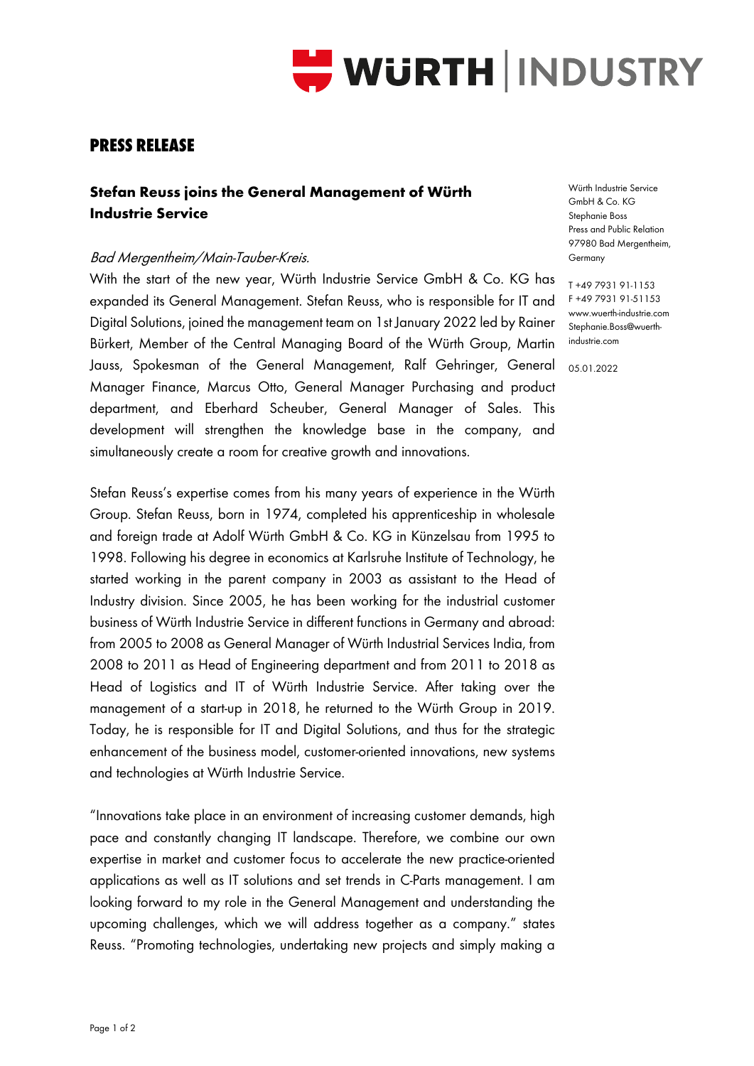# PRESS RELEASE

## Stefan Reuss joins the General Management of Würth Industrie Service

Würth Industrie Service GmbH & Co. KG
Stephanie Boss
Press and Public Relation
97980 Bad Mergentheim, Germany

T +49 7931 91-1153
F +49 7931 91-51153
www.wuerth-industrie.com
Stephanie.Boss@wuerth-industrie.com

05.01.2022

*Bad Mergentheim/Main-Tauber-Kreis.*

With the start of the new year, Würth Industrie Service GmbH & Co. KG has expanded its General Management. Stefan Reuss, who is responsible for IT and Digital Solutions, joined the management team on 1st January 2022 led by Rainer Bürkert, Member of the Central Managing Board of the Würth Group, Martin Jauss, Spokesman of the General Management, Ralf Gehringer, General Manager Finance, Marcus Otto, General Manager Purchasing and product department, and Eberhard Scheuber, General Manager of Sales. This development will strengthen the knowledge base in the company, and simultaneously create a room for creative growth and innovations.

Stefan Reuss's expertise comes from his many years of experience in the Würth Group. Stefan Reuss, born in 1974, completed his apprenticeship in wholesale and foreign trade at Adolf Würth GmbH & Co. KG in Künzelsau from 1995 to 1998. Following his degree in economics at Karlsruhe Institute of Technology, he started working in the parent company in 2003 as assistant to the Head of Industry division. Since 2005, he has been working for the industrial customer business of Würth Industrie Service in different functions in Germany and abroad: from 2005 to 2008 as General Manager of Würth Industrial Services India, from 2008 to 2011 as Head of Engineering department and from 2011 to 2018 as Head of Logistics and IT of Würth Industrie Service. After taking over the management of a start-up in 2018, he returned to the Würth Group in 2019. Today, he is responsible for IT and Digital Solutions, and thus for the strategic enhancement of the business model, customer-oriented innovations, new systems and technologies at Würth Industrie Service.

"Innovations take place in an environment of increasing customer demands, high pace and constantly changing IT landscape. Therefore, we combine our own expertise in market and customer focus to accelerate the new practice-oriented applications as well as IT solutions and set trends in C-Parts management. I am looking forward to my role in the General Management and understanding the upcoming challenges, which we will address together as a company." states Reuss. "Promoting technologies, undertaking new projects and simply making a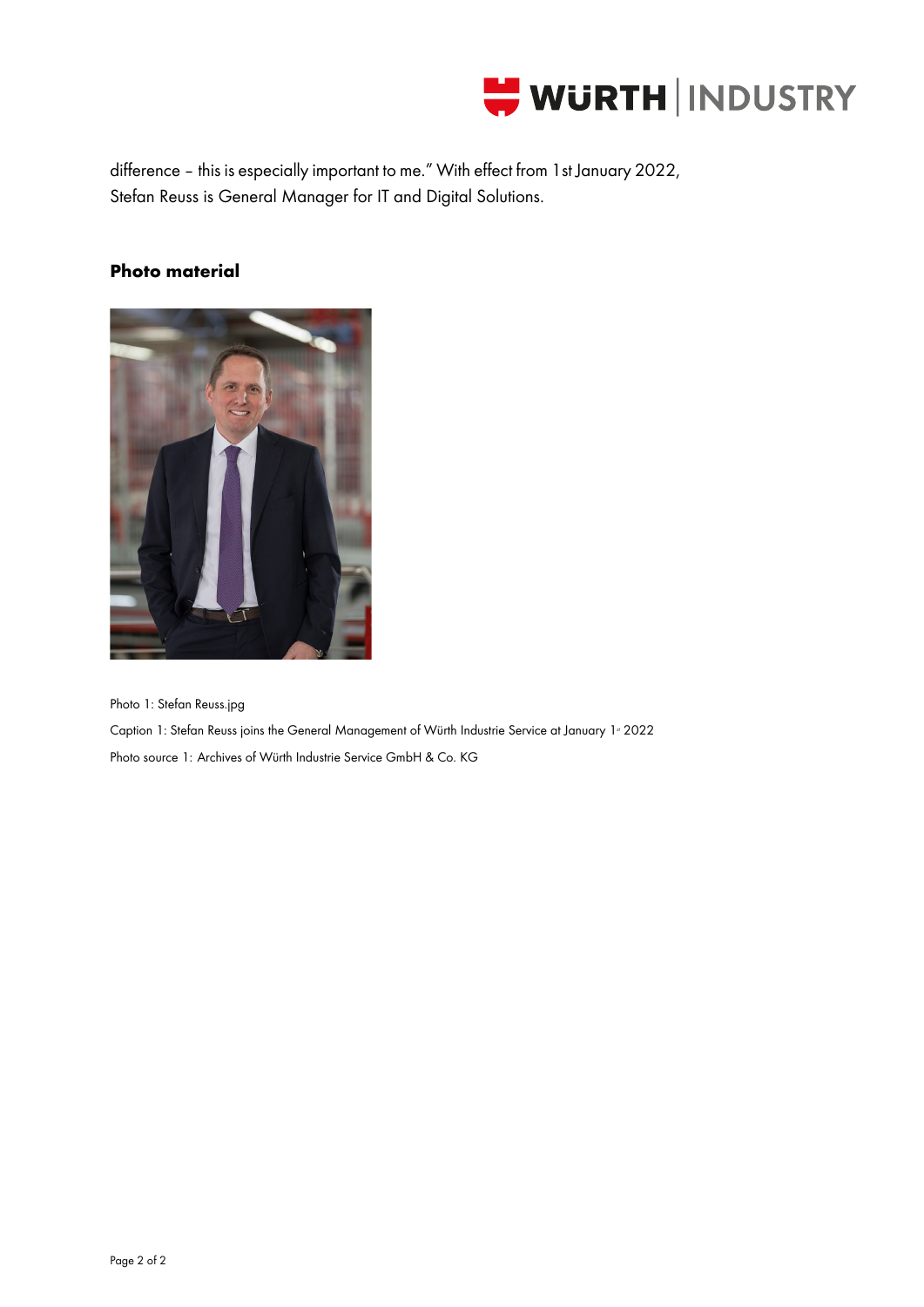difference – this is especially important to me." With effect from 1st January 2022, Stefan Reuss is General Manager for IT and Digital Solutions.

## Photo material

Photo 1: Stefan Reuss.jpg

Caption 1: Stefan Reuss joins the General Management of Würth Industrie Service at January 1st 2022

Photo source 1: Archives of Würth Industrie Service GmbH & Co. KG